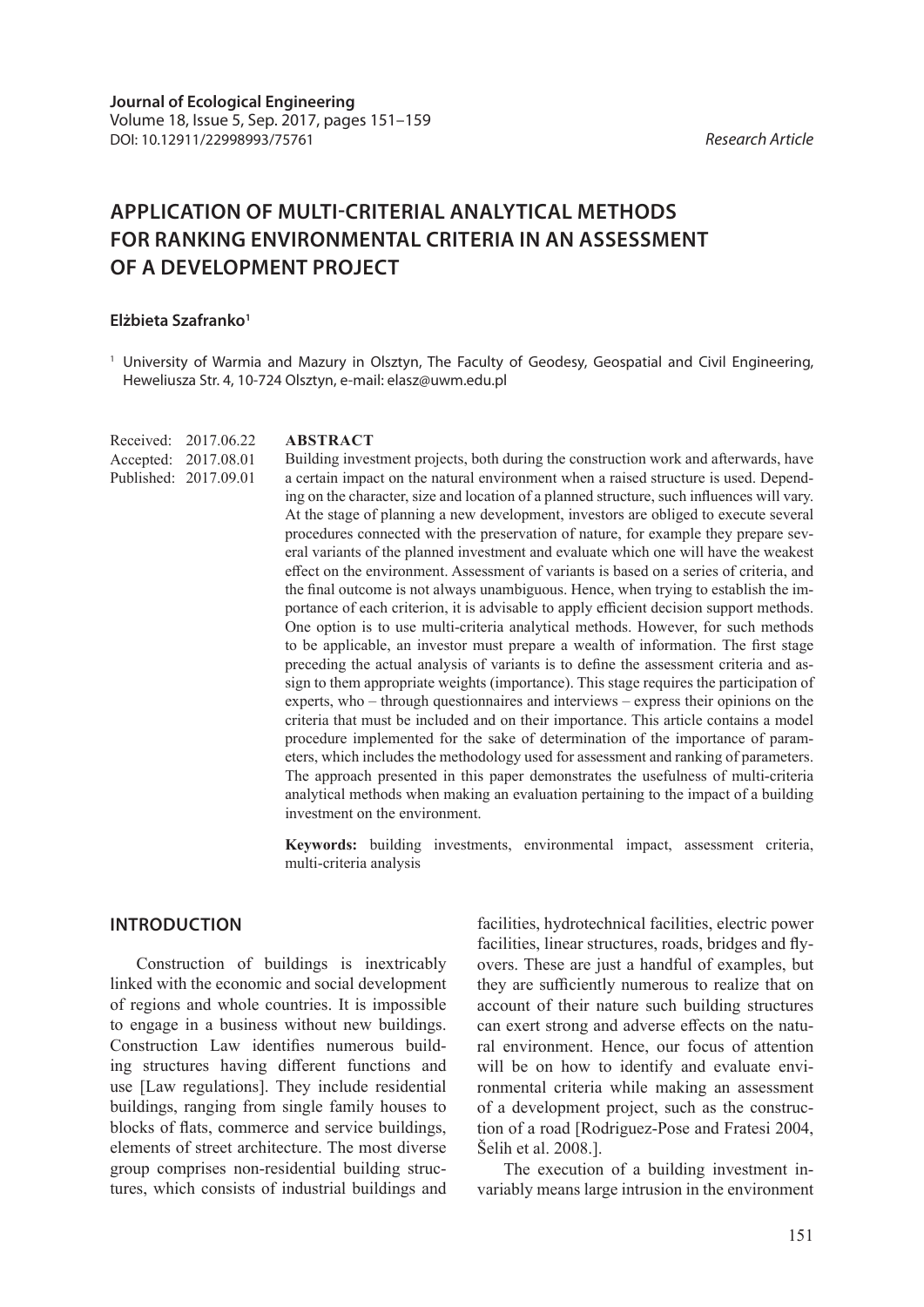**Journal of Ecological Engineering**
Volume 18, Issue 5, Sep. 2017, pages 151–159
DOI: 10.12911/22998993/75761

*Research Article*

# APPLICATION OF MULTI-CRITERIAL ANALYTICAL METHODS FOR RANKING ENVIRONMENTAL CRITERIA IN AN ASSESSMENT OF A DEVELOPMENT PROJECT

**Elżbieta Szafranko**[1]

[1] University of Warmia and Mazury in Olsztyn, The Faculty of Geodesy, Geospatial and Civil Engineering, Heweliusza Str. 4, 10-724 Olsztyn, e-mail: elasz@uwm.edu.pl

Received: 2017.06.22
Accepted: 2017.08.01
Published: 2017.09.01

## ABSTRACT

Building investment projects, both during the construction work and afterwards, have a certain impact on the natural environment when a raised structure is used. Depending on the character, size and location of a planned structure, such influences will vary. At the stage of planning a new development, investors are obliged to execute several procedures connected with the preservation of nature, for example they prepare several variants of the planned investment and evaluate which one will have the weakest effect on the environment. Assessment of variants is based on a series of criteria, and the final outcome is not always unambiguous. Hence, when trying to establish the importance of each criterion, it is advisable to apply efficient decision support methods. One option is to use multi-criteria analytical methods. However, for such methods to be applicable, an investor must prepare a wealth of information. The first stage preceding the actual analysis of variants is to define the assessment criteria and assign to them appropriate weights (importance). This stage requires the participation of experts, who – through questionnaires and interviews – express their opinions on the criteria that must be included and on their importance. This article contains a model procedure implemented for the sake of determination of the importance of parameters, which includes the methodology used for assessment and ranking of parameters. The approach presented in this paper demonstrates the usefulness of multi-criteria analytical methods when making an evaluation pertaining to the impact of a building investment on the environment.

**Keywords:** building investments, environmental impact, assessment criteria, multi-criteria analysis

## INTRODUCTION

Construction of buildings is inextricably linked with the economic and social development of regions and whole countries. It is impossible to engage in a business without new buildings. Construction Law identifies numerous building structures having different functions and use [Law regulations]. They include residential buildings, ranging from single family houses to blocks of flats, commerce and service buildings, elements of street architecture. The most diverse group comprises non-residential building structures, which consists of industrial buildings and facilities, hydrotechnical facilities, electric power facilities, linear structures, roads, bridges and flyovers. These are just a handful of examples, but they are sufficiently numerous to realize that on account of their nature such building structures can exert strong and adverse effects on the natural environment. Hence, our focus of attention will be on how to identify and evaluate environmental criteria while making an assessment of a development project, such as the construction of a road [Rodriguez-Pose and Fratesi 2004, Šelih et al. 2008.].

The execution of a building investment invariably means large intrusion in the environment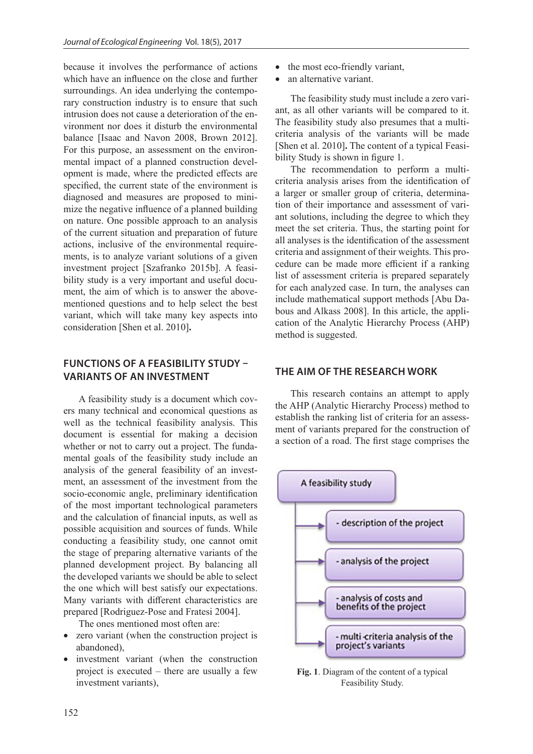because it involves the performance of actions which have an influence on the close and further surroundings. An idea underlying the contemporary construction industry is to ensure that such intrusion does not cause a deterioration of the environment nor does it disturb the environmental balance [Isaac and Navon 2008, Brown 2012]. For this purpose, an assessment on the environmental impact of a planned construction development is made, where the predicted effects are specified, the current state of the environment is diagnosed and measures are proposed to minimize the negative influence of a planned building on nature. One possible approach to an analysis of the current situation and preparation of future actions, inclusive of the environmental requirements, is to analyze variant solutions of a given investment project [Szafranko 2015b]. A feasibility study is a very important and useful document, the aim of which is to answer the above-mentioned questions and to help select the best variant, which will take many key aspects into consideration [Shen et al. 2010]**.**

## FUNCTIONS OF A FEASIBILITY STUDY – VARIANTS OF AN INVESTMENT

A feasibility study is a document which covers many technical and economical questions as well as the technical feasibility analysis. This document is essential for making a decision whether or not to carry out a project. The fundamental goals of the feasibility study include an analysis of the general feasibility of an investment, an assessment of the investment from the socio-economic angle, preliminary identification of the most important technological parameters and the calculation of financial inputs, as well as possible acquisition and sources of funds. While conducting a feasibility study, one cannot omit the stage of preparing alternative variants of the planned development project. By balancing all the developed variants we should be able to select the one which will best satisfy our expectations. Many variants with different characteristics are prepared [Rodriguez-Pose and Fratesi 2004].

The ones mentioned most often are:

- zero variant (when the construction project is abandoned),
- investment variant (when the construction project is executed – there are usually a few investment variants),
- the most eco-friendly variant,
- an alternative variant.

The feasibility study must include a zero variant, as all other variants will be compared to it. The feasibility study also presumes that a multi-criteria analysis of the variants will be made [Shen et al. 2010]**.** The content of a typical Feasibility Study is shown in figure 1.

The recommendation to perform a multi-criteria analysis arises from the identification of a larger or smaller group of criteria, determination of their importance and assessment of variant solutions, including the degree to which they meet the set criteria. Thus, the starting point for all analyses is the identification of the assessment criteria and assignment of their weights. This procedure can be made more efficient if a ranking list of assessment criteria is prepared separately for each analyzed case. In turn, the analyses can include mathematical support methods [Abu Dabous and Alkass 2008]. In this article, the application of the Analytic Hierarchy Process (AHP) method is suggested.

## THE AIM OF THE RESEARCH WORK

This research contains an attempt to apply the AHP (Analytic Hierarchy Process) method to establish the ranking list of criteria for an assessment of variants prepared for the construction of a section of a road. The first stage comprises the

A feasibility study

- description of the project

- analysis of the project

- analysis of costs and benefits of the project

- multi-criteria analysis of the project's variants

**Fig. 1**. Diagram of the content of a typical Feasibility Study.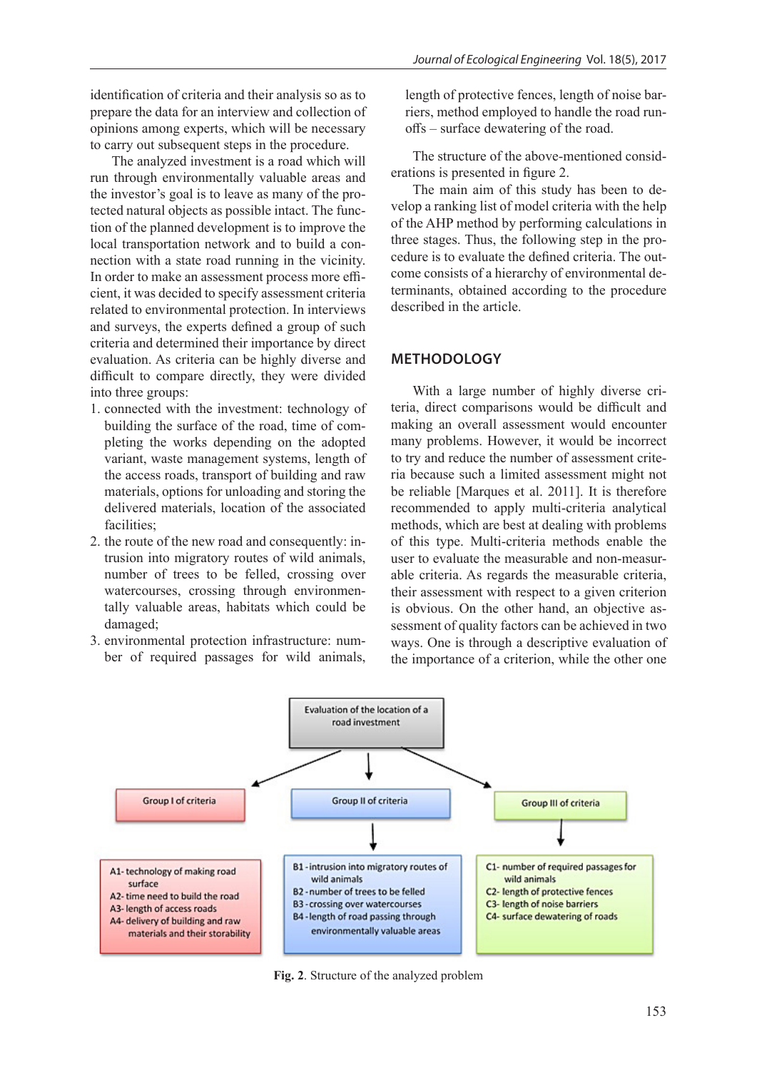identification of criteria and their analysis so as to prepare the data for an interview and collection of opinions among experts, which will be necessary to carry out subsequent steps in the procedure.

The analyzed investment is a road which will run through environmentally valuable areas and the investor's goal is to leave as many of the protected natural objects as possible intact. The function of the planned development is to improve the local transportation network and to build a connection with a state road running in the vicinity. In order to make an assessment process more efficient, it was decided to specify assessment criteria related to environmental protection. In interviews and surveys, the experts defined a group of such criteria and determined their importance by direct evaluation. As criteria can be highly diverse and difficult to compare directly, they were divided into three groups:

1. connected with the investment: technology of building the surface of the road, time of completing the works depending on the adopted variant, waste management systems, length of the access roads, transport of building and raw materials, options for unloading and storing the delivered materials, location of the associated facilities;
2. the route of the new road and consequently: intrusion into migratory routes of wild animals, number of trees to be felled, crossing over watercourses, crossing through environmentally valuable areas, habitats which could be damaged;
3. environmental protection infrastructure: number of required passages for wild animals, length of protective fences, length of noise barriers, method employed to handle the road runoffs – surface dewatering of the road.

The structure of the above-mentioned considerations is presented in figure 2.

The main aim of this study has been to develop a ranking list of model criteria with the help of the AHP method by performing calculations in three stages. Thus, the following step in the procedure is to evaluate the defined criteria. The outcome consists of a hierarchy of environmental determinants, obtained according to the procedure described in the article.

## METHODOLOGY

With a large number of highly diverse criteria, direct comparisons would be difficult and making an overall assessment would encounter many problems. However, it would be incorrect to try and reduce the number of assessment criteria because such a limited assessment might not be reliable [Marques et al. 2011]. It is therefore recommended to apply multi-criteria analytical methods, which are best at dealing with problems of this type. Multi-criteria methods enable the user to evaluate the measurable and non-measurable criteria. As regards the measurable criteria, their assessment with respect to a given criterion is obvious. On the other hand, an objective assessment of quality factors can be achieved in two ways. One is through a descriptive evaluation of the importance of a criterion, while the other one

Evaluation of the location of a road investment

Group I of criteria

Group II of criteria

Group III of criteria

A1- technology of making road surface
A2- time need to build the road
A3- length of access roads
A4- delivery of building and raw materials and their storability

B1 - intrusion into migratory routes of wild animals
B2 - number of trees to be felled
B3 - crossing over watercourses
B4 - length of road passing through environmentally valuable areas

C1- number of required passages for wild animals
C2- length of protective fences
C3- length of noise barriers
C4- surface dewatering of roads

**Fig. 2**. Structure of the analyzed problem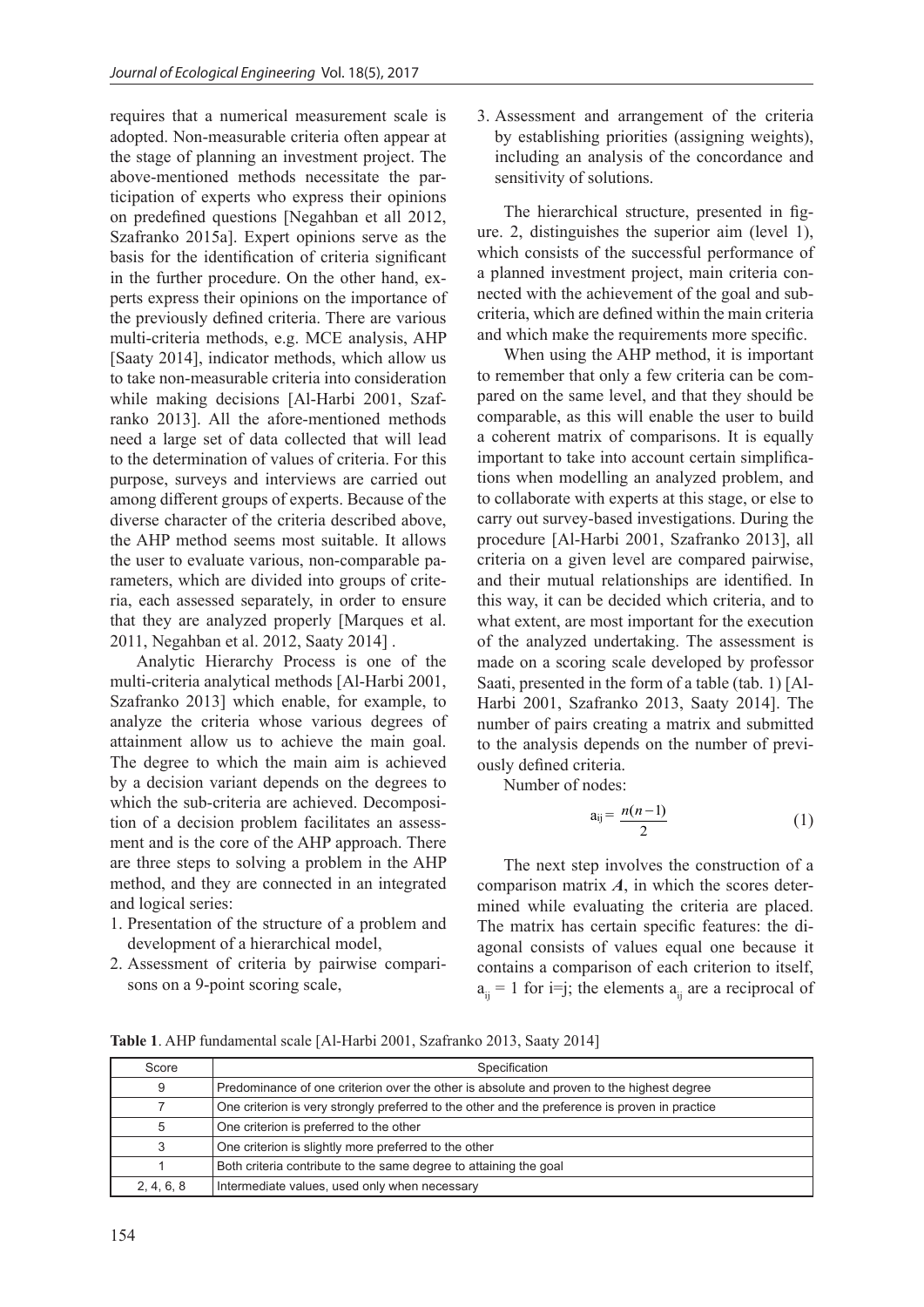requires that a numerical measurement scale is adopted. Non-measurable criteria often appear at the stage of planning an investment project. The above-mentioned methods necessitate the participation of experts who express their opinions on predefined questions [Negahban et all 2012, Szafranko 2015a]. Expert opinions serve as the basis for the identification of criteria significant in the further procedure. On the other hand, experts express their opinions on the importance of the previously defined criteria. There are various multi-criteria methods, e.g. MCE analysis, AHP [Saaty 2014], indicator methods, which allow us to take non-measurable criteria into consideration while making decisions [Al-Harbi 2001, Szafranko 2013]. All the afore-mentioned methods need a large set of data collected that will lead to the determination of values of criteria. For this purpose, surveys and interviews are carried out among different groups of experts. Because of the diverse character of the criteria described above, the AHP method seems most suitable. It allows the user to evaluate various, non-comparable parameters, which are divided into groups of criteria, each assessed separately, in order to ensure that they are analyzed properly [Marques et al. 2011, Negahban et al. 2012, Saaty 2014] .

Analytic Hierarchy Process is one of the multi-criteria analytical methods [Al-Harbi 2001, Szafranko 2013] which enable, for example, to analyze the criteria whose various degrees of attainment allow us to achieve the main goal. The degree to which the main aim is achieved by a decision variant depends on the degrees to which the sub-criteria are achieved. Decomposition of a decision problem facilitates an assessment and is the core of the AHP approach. There are three steps to solving a problem in the AHP method, and they are connected in an integrated and logical series:

1. Presentation of the structure of a problem and development of a hierarchical model,
2. Assessment of criteria by pairwise comparisons on a 9-point scoring scale,
3. Assessment and arrangement of the criteria by establishing priorities (assigning weights), including an analysis of the concordance and sensitivity of solutions.

The hierarchical structure, presented in figure. 2, distinguishes the superior aim (level 1), which consists of the successful performance of a planned investment project, main criteria connected with the achievement of the goal and sub-criteria, which are defined within the main criteria and which make the requirements more specific.

When using the AHP method, it is important to remember that only a few criteria can be compared on the same level, and that they should be comparable, as this will enable the user to build a coherent matrix of comparisons. It is equally important to take into account certain simplifications when modelling an analyzed problem, and to collaborate with experts at this stage, or else to carry out survey-based investigations. During the procedure [Al-Harbi 2001, Szafranko 2013], all criteria on a given level are compared pairwise, and their mutual relationships are identified. In this way, it can be decided which criteria, and to what extent, are most important for the execution of the analyzed undertaking. The assessment is made on a scoring scale developed by professor Saati, presented in the form of a table (tab. 1) [Al-Harbi 2001, Szafranko 2013, Saaty 2014]. The number of pairs creating a matrix and submitted to the analysis depends on the number of previously defined criteria.

Number of nodes:

$$a_{ij} = \frac{n(n-1)}{2} \tag{1}$$

The next step involves the construction of a comparison matrix $\boldsymbol{A}$, in which the scores determined while evaluating the criteria are placed. The matrix has certain specific features: the diagonal consists of values equal one because it contains a comparison of each criterion to itself, $a_{ij} = 1$ for i=j; the elements $a_{ij}$ are a reciprocal of

**Table 1**. AHP fundamental scale [Al-Harbi 2001, Szafranko 2013, Saaty 2014]

| Score | Specification |
|---|---|
| 9 | Predominance of one criterion over the other is absolute and proven to the highest degree |
| 7 | One criterion is very strongly preferred to the other and the preference is proven in practice |
| 5 | One criterion is preferred to the other |
| 3 | One criterion is slightly more preferred to the other |
| 1 | Both criteria contribute to the same degree to attaining the goal |
| 2, 4, 6, 8 | Intermediate values, used only when necessary |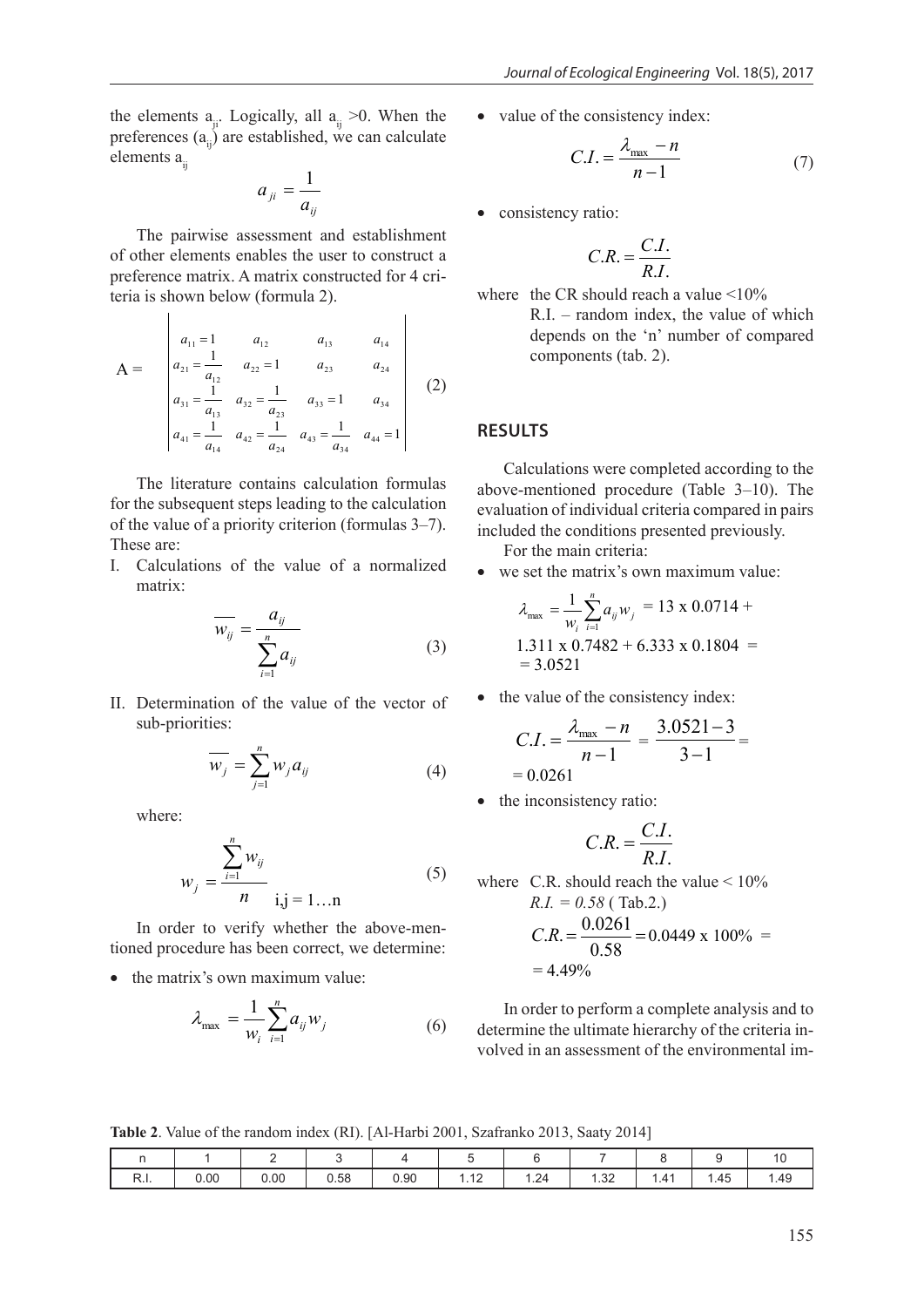the elements $a_{ji}$. Logically, all $a_{ij} > 0$. When the preferences ($a_{ij}$) are established, we can calculate elements $a_{ij}$

$$a_{ji} = \frac{1}{a_{ij}}$$

The pairwise assessment and establishment of other elements enables the user to construct a preference matrix. A matrix constructed for 4 criteria is shown below (formula 2).

$$A = \begin{vmatrix} a_{11} = 1 & a_{12} & a_{13} & a_{14} \\ a_{21} = \frac{1}{a_{12}} & a_{22} = 1 & a_{23} & a_{24} \\ a_{31} = \frac{1}{a_{13}} & a_{32} = \frac{1}{a_{23}} & a_{33} = 1 & a_{34} \\ a_{41} = \frac{1}{a_{14}} & a_{42} = \frac{1}{a_{24}} & a_{43} = \frac{1}{a_{34}} & a_{44} = 1 \end{vmatrix} \tag{2}$$

The literature contains calculation formulas for the subsequent steps leading to the calculation of the value of a priority criterion (formulas 3–7). These are:

I. Calculations of the value of a normalized matrix:

$$\overline{w_{ij}} = \frac{a_{ij}}{\sum_{i=1}^{n} a_{ij}} \tag{3}$$

II. Determination of the value of the vector of sub-priorities:

$$\overline{w_j} = \sum_{j=1}^{n} w_j a_{ij} \tag{4}$$

where:

$$w_j = \frac{\sum_{i=1}^{n} w_{ij}}{n} \quad \text{i,j} = 1 \ldots \text{n} \tag{5}$$

In order to verify whether the above-mentioned procedure has been correct, we determine:

- the matrix's own maximum value:

$$\lambda_{max} = \frac{1}{w_i} \sum_{i=1}^{n} a_{ij} w_j \tag{6}$$

- value of the consistency index:

$$C.I. = \frac{\lambda_{max} - n}{n-1} \tag{7}$$

- consistency ratio:

$$C.R. = \frac{C.I.}{R.I.}$$

where the CR should reach a value <10%

R.I. – random index, the value of which depends on the 'n' number of compared components (tab. 2).

## RESULTS

Calculations were completed according to the above-mentioned procedure (Table 3–10). The evaluation of individual criteria compared in pairs included the conditions presented previously.

For the main criteria:

- we set the matrix's own maximum value:

$$\lambda_{max} = \frac{1}{w_i} \sum_{i=1}^{n} a_{ij} w_j = 13 \text{ x } 0.0714 + 1.311 \text{ x } 0.7482 + 6.333 \text{ x } 0.1804 = 3.0521$$

- the value of the consistency index:

$$C.I. = \frac{\lambda_{max} - n}{n-1} = \frac{3.0521 - 3}{3-1} = 0.0261$$

- the inconsistency ratio:

$$C.R. = \frac{C.I.}{R.I.}$$

where C.R. should reach the value < 10%

*R.I. = 0.58* ( Tab.2.)

$$C.R. = \frac{0.0261}{0.58} = 0.0449 \text{ x } 100\% = 4.49\%$$

In order to perform a complete analysis and to determine the ultimate hierarchy of the criteria involved in an assessment of the environmental im-

**Table 2**. Value of the random index (RI). [Al-Harbi 2001, Szafranko 2013, Saaty 2014]

| n | 1 | 2 | 3 | 4 | 5 | 6 | 7 | 8 | 9 | 10 |
|---|---|---|---|---|---|---|---|---|---|---|
| R.I. | 0.00 | 0.00 | 0.58 | 0.90 | 1.12 | 1.24 | 1.32 | 1.41 | 1.45 | 1.49 |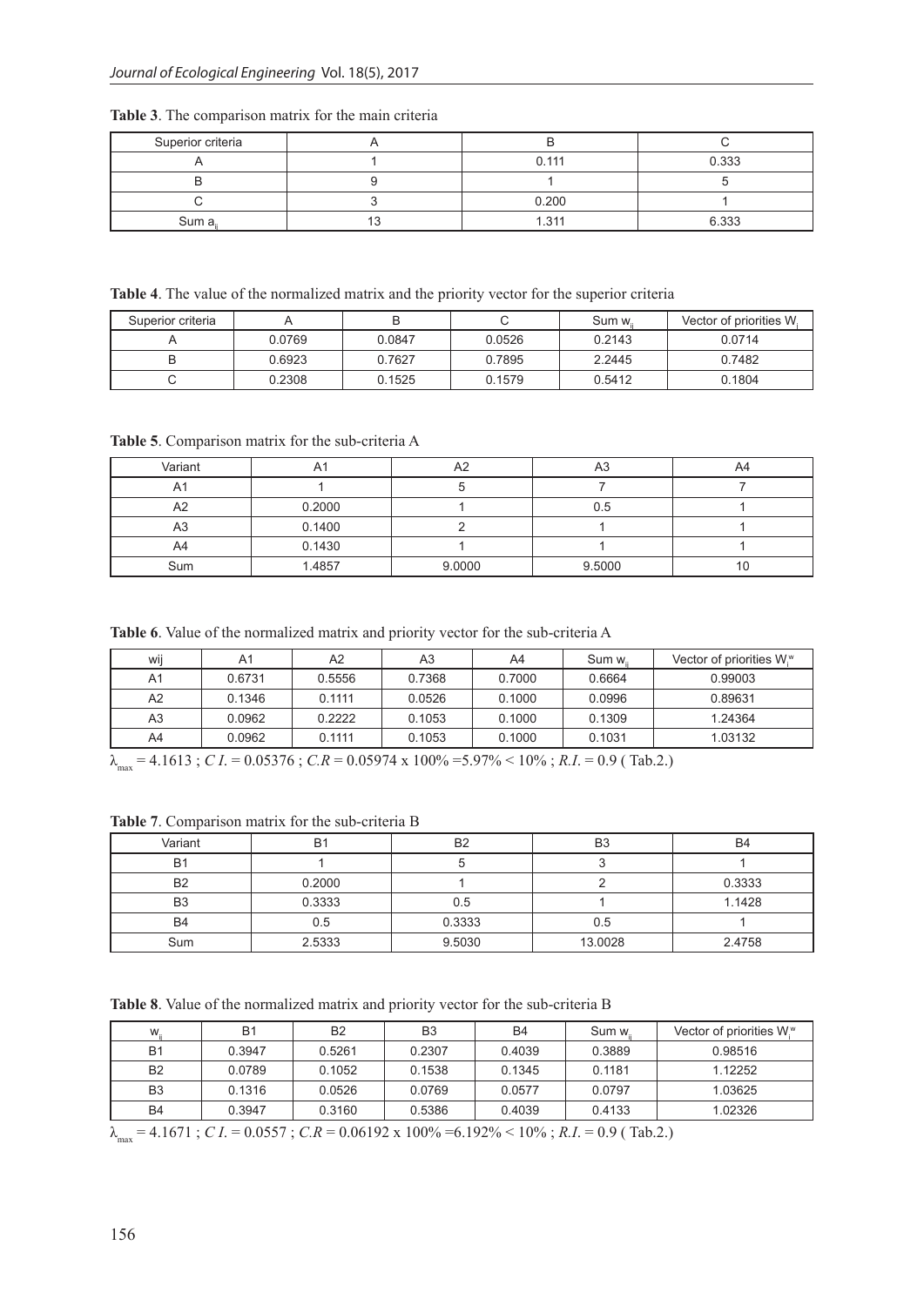**Table 3**. The comparison matrix for the main criteria

| Superior criteria | A | B | C |
|---|---|---|---|
| A | 1 | 0.111 | 0.333 |
| B | 9 | 1 | 5 |
| C | 3 | 0.200 | 1 |
| Sum $a_{ij}$ | 13 | 1.311 | 6.333 |

**Table 4**. The value of the normalized matrix and the priority vector for the superior criteria

| Superior criteria | A | B | C | Sum $w_{ij}$ | Vector of priorities $W_i$ |
|---|---|---|---|---|---|
| A | 0.0769 | 0.0847 | 0.0526 | 0.2143 | 0.0714 |
| B | 0.6923 | 0.7627 | 0.7895 | 2.2445 | 0.7482 |
| C | 0.2308 | 0.1525 | 0.1579 | 0.5412 | 0.1804 |

**Table 5**. Comparison matrix for the sub-criteria A

| Variant | A1 | A2 | A3 | A4 |
|---|---|---|---|---|
| A1 | 1 | 5 | 7 | 7 |
| A2 | 0.2000 | 1 | 0.5 | 1 |
| A3 | 0.1400 | 2 | 1 | 1 |
| A4 | 0.1430 | 1 | 1 | 1 |
| Sum | 1.4857 | 9.0000 | 9.5000 | 10 |

**Table 6**. Value of the normalized matrix and priority vector for the sub-criteria A

| wij | A1 | A2 | A3 | A4 | Sum $w_{ij}$ | Vector of priorities $W_i^w$ |
|---|---|---|---|---|---|---|
| A1 | 0.6731 | 0.5556 | 0.7368 | 0.7000 | 0.6664 | 0.99003 |
| A2 | 0.1346 | 0.1111 | 0.0526 | 0.1000 | 0.0996 | 0.89631 |
| A3 | 0.0962 | 0.2222 | 0.1053 | 0.1000 | 0.1309 | 1.24364 |
| A4 | 0.0962 | 0.1111 | 0.1053 | 0.1000 | 0.1031 | 1.03132 |

$\lambda_{max} = 4.1613$ ; *C I.* = 0.05376 ; *C.R* = 0.05974 x 100% =5.97% < 10% ; *R.I.* = 0.9 ( Tab.2.)

**Table 7**. Comparison matrix for the sub-criteria B

| Variant | B1 | B2 | B3 | B4 |
|---|---|---|---|---|
| B1 | 1 | 5 | 3 | 1 |
| B2 | 0.2000 | 1 | 2 | 0.3333 |
| B3 | 0.3333 | 0.5 | 1 | 1.1428 |
| B4 | 0.5 | 0.3333 | 0.5 | 1 |
| Sum | 2.5333 | 9.5030 | 13.0028 | 2.4758 |

**Table 8**. Value of the normalized matrix and priority vector for the sub-criteria B

| $w_{ij}$ | B1 | B2 | B3 | B4 | Sum $w_{ij}$ | Vector of priorities $W_i^w$ |
|---|---|---|---|---|---|---|
| B1 | 0.3947 | 0.5261 | 0.2307 | 0.4039 | 0.3889 | 0.98516 |
| B2 | 0.0789 | 0.1052 | 0.1538 | 0.1345 | 0.1181 | 1.12252 |
| B3 | 0.1316 | 0.0526 | 0.0769 | 0.0577 | 0.0797 | 1.03625 |
| B4 | 0.3947 | 0.3160 | 0.5386 | 0.4039 | 0.4133 | 1.02326 |

$\lambda_{max} = 4.1671$ ; *C I.* = 0.0557 ; *C.R* = 0.06192 x 100% =6.192% < 10% ; *R.I.* = 0.9 ( Tab.2.)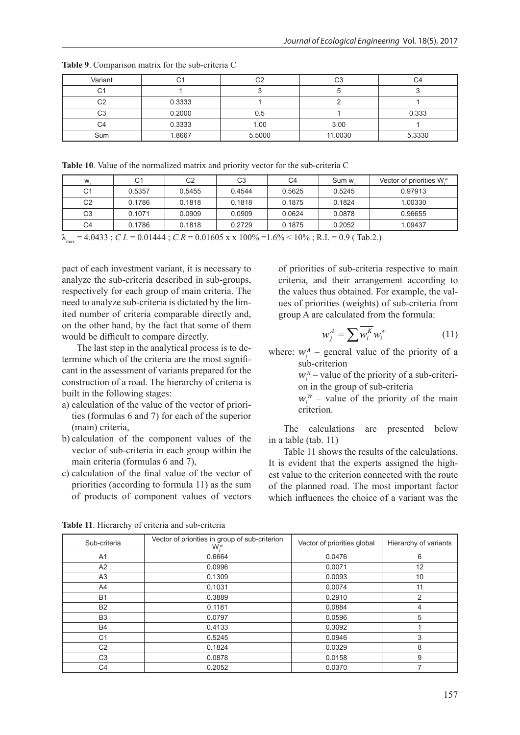**Table 9**. Comparison matrix for the sub-criteria C

| Variant | C1 | C2 | C3 | C4 |
|---|---|---|---|---|
| C1 | 1 | 3 | 5 | 3 |
| C2 | 0.3333 | 1 | 2 | 1 |
| C3 | 0.2000 | 0.5 | 1 | 0.333 |
| C4 | 0.3333 | 1.00 | 3.00 | 1 |
| Sum | 1.8667 | 5.5000 | 11.0030 | 5.3330 |

**Table 10**. Value of the normalized matrix and priority vector for the sub-criteria C

| $w_{ij}$ | C1 | C2 | C3 | C4 | Sum $w_{ij}$ | Vector of priorities $W_i^w$ |
|---|---|---|---|---|---|---|
| C1 | 0.5357 | 0.5455 | 0.4544 | 0.5625 | 0.5245 | 0.97913 |
| C2 | 0.1786 | 0.1818 | 0.1818 | 0.1875 | 0.1824 | 1.00330 |
| C3 | 0.1071 | 0.0909 | 0.0909 | 0.0624 | 0.0878 | 0.96655 |
| C4 | 0.1786 | 0.1818 | 0.2729 | 0.1875 | 0.2052 | 1.09437 |

$\lambda_{max}$ = 4.0433 ; *C I.* = 0.01444 ; *C.R* = 0.01605 x x 100% =1.6% < 10% ; R.I. = 0.9 ( Tab.2.)

pact of each investment variant, it is necessary to analyze the sub-criteria described in sub-groups, respectively for each group of main criteria. The need to analyze sub-criteria is dictated by the limited number of criteria comparable directly and, on the other hand, by the fact that some of them would be difficult to compare directly.

The last step in the analytical process is to determine which of the criteria are the most significant in the assessment of variants prepared for the construction of a road. The hierarchy of criteria is built in the following stages:

a) calculation of the value of the vector of priorities (formulas 6 and 7) for each of the superior (main) criteria,
b) calculation of the component values of the vector of sub-criteria in each group within the main criteria (formulas 6 and 7),
c) calculation of the final value of the vector of priorities (according to formula 11) as the sum of products of component values of vectors of priorities of sub-criteria respective to main criteria, and their arrangement according to the values thus obtained. For example, the values of priorities (weights) of sub-criteria from group A are calculated from the formula:

$$w_j^A = \sum \overline{w_i^K} w_i^w \tag{11}$$

where: $w_j^A$ – general value of the priority of a sub-criterion
$w_i^K$ – value of the priority of a sub-criterion in the group of sub-criteria
$w_i^W$ – value of the priority of the main criterion.

The calculations are presented below in a table (tab. 11)

Table 11 shows the results of the calculations. It is evident that the experts assigned the highest value to the criterion connected with the route of the planned road. The most important factor which influences the choice of a variant was the

**Table 11**. Hierarchy of criteria and sub-criteria

| Sub-criteria | Vector of priorities in group of sub-criterion $W_i^w$ | Vector of priorities global | Hierarchy of variants |
|---|---|---|---|
| A1 | 0.6664 | 0.0476 | 6 |
| A2 | 0.0996 | 0.0071 | 12 |
| A3 | 0.1309 | 0.0093 | 10 |
| A4 | 0.1031 | 0.0074 | 11 |
| B1 | 0.3889 | 0.2910 | 2 |
| B2 | 0.1181 | 0.0884 | 4 |
| B3 | 0.0797 | 0.0596 | 5 |
| B4 | 0.4133 | 0.3092 | 1 |
| C1 | 0.5245 | 0.0946 | 3 |
| C2 | 0.1824 | 0.0329 | 8 |
| C3 | 0.0878 | 0.0158 | 9 |
| C4 | 0.2052 | 0.0370 | 7 |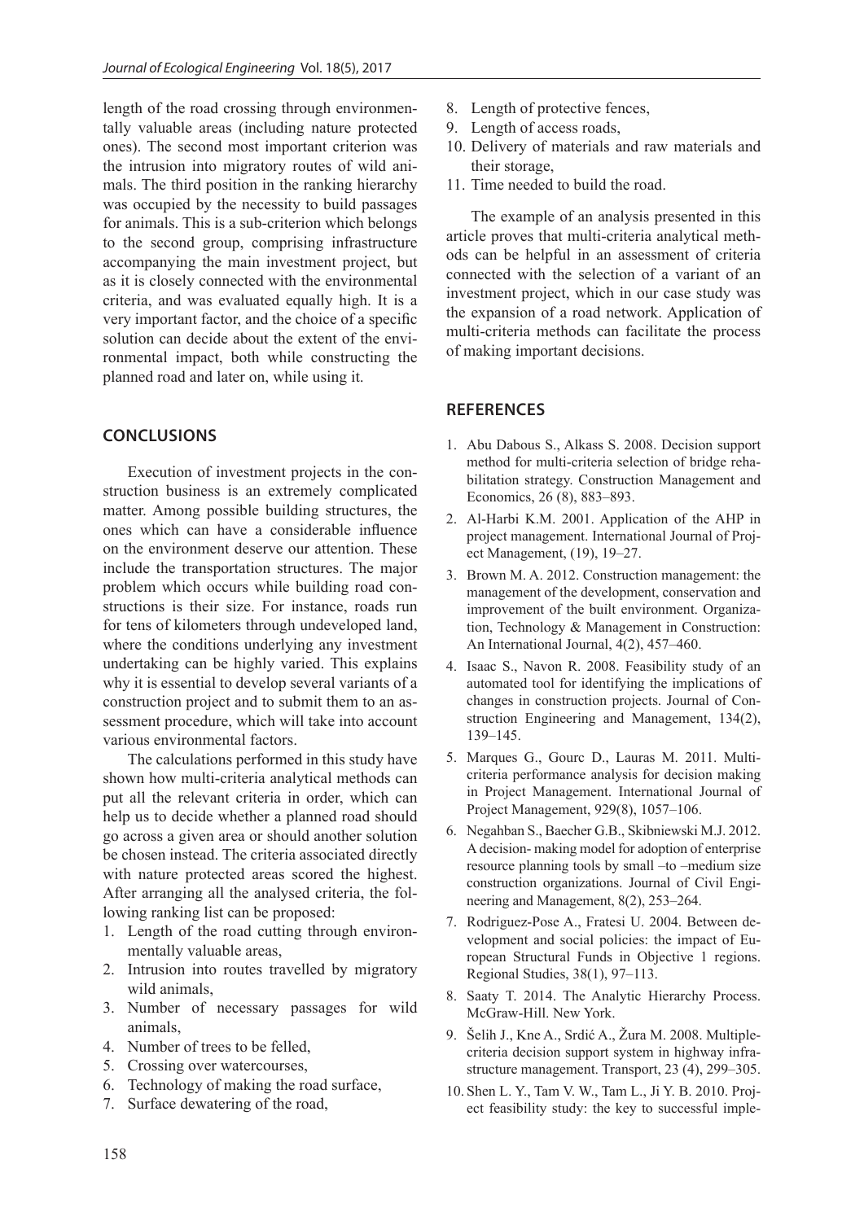length of the road crossing through environmentally valuable areas (including nature protected ones). The second most important criterion was the intrusion into migratory routes of wild animals. The third position in the ranking hierarchy was occupied by the necessity to build passages for animals. This is a sub-criterion which belongs to the second group, comprising infrastructure accompanying the main investment project, but as it is closely connected with the environmental criteria, and was evaluated equally high. It is a very important factor, and the choice of a specific solution can decide about the extent of the environmental impact, both while constructing the planned road and later on, while using it.

## CONCLUSIONS

Execution of investment projects in the construction business is an extremely complicated matter. Among possible building structures, the ones which can have a considerable influence on the environment deserve our attention. These include the transportation structures. The major problem which occurs while building road constructions is their size. For instance, roads run for tens of kilometers through undeveloped land, where the conditions underlying any investment undertaking can be highly varied. This explains why it is essential to develop several variants of a construction project and to submit them to an assessment procedure, which will take into account various environmental factors.

The calculations performed in this study have shown how multi-criteria analytical methods can put all the relevant criteria in order, which can help us to decide whether a planned road should go across a given area or should another solution be chosen instead. The criteria associated directly with nature protected areas scored the highest. After arranging all the analysed criteria, the following ranking list can be proposed:

1. Length of the road cutting through environmentally valuable areas,
2. Intrusion into routes travelled by migratory wild animals,
3. Number of necessary passages for wild animals,
4. Number of trees to be felled,
5. Crossing over watercourses,
6. Technology of making the road surface,
7. Surface dewatering of the road,
8. Length of protective fences,
9. Length of access roads,
10. Delivery of materials and raw materials and their storage,
11. Time needed to build the road.

The example of an analysis presented in this article proves that multi-criteria analytical methods can be helpful in an assessment of criteria connected with the selection of a variant of an investment project, which in our case study was the expansion of a road network. Application of multi-criteria methods can facilitate the process of making important decisions.

## REFERENCES

1. Abu Dabous S., Alkass S. 2008. Decision support method for multi-criteria selection of bridge rehabilitation strategy. Construction Management and Economics, 26 (8), 883–893.
2. Al-Harbi K.M. 2001. Application of the AHP in project management. International Journal of Project Management, (19), 19–27.
3. Brown M. A. 2012. Construction management: the management of the development, conservation and improvement of the built environment. Organization, Technology & Management in Construction: An International Journal, 4(2), 457–460.
4. Isaac S., Navon R. 2008. Feasibility study of an automated tool for identifying the implications of changes in construction projects. Journal of Construction Engineering and Management, 134(2), 139–145.
5. Marques G., Gourc D., Lauras M. 2011. Multi-criteria performance analysis for decision making in Project Management. International Journal of Project Management, 929(8), 1057–106.
6. Negahban S., Baecher G.B., Skibniewski M.J. 2012. A decision- making model for adoption of enterprise resource planning tools by small –to –medium size construction organizations. Journal of Civil Engineering and Management, 8(2), 253–264.
7. Rodriguez-Pose A., Fratesi U. 2004. Between development and social policies: the impact of European Structural Funds in Objective 1 regions. Regional Studies, 38(1), 97–113.
8. Saaty T. 2014. The Analytic Hierarchy Process. McGraw-Hill. New York.
9. Šelih J., Kne A., Srdić A., Žura M. 2008. Multiple-criteria decision support system in highway infrastructure management. Transport, 23 (4), 299–305.
10. Shen L. Y., Tam V. W., Tam L., Ji Y. B. 2010. Project feasibility study: the key to successful imple-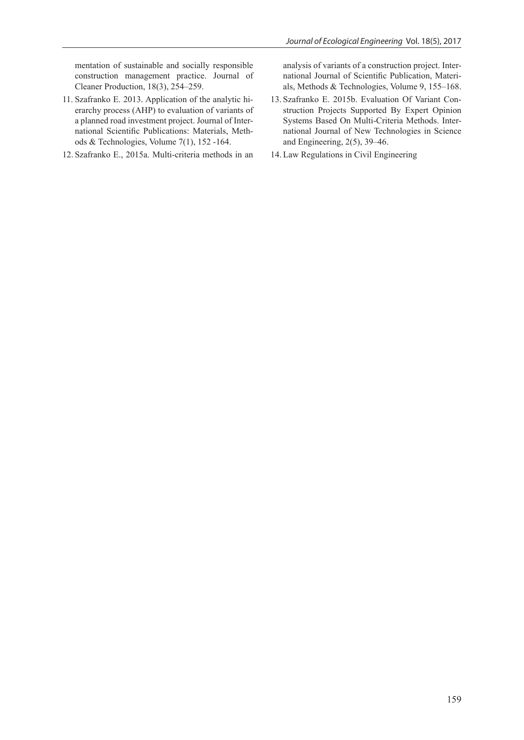mentation of sustainable and socially responsible construction management practice. Journal of Cleaner Production, 18(3), 254–259.

11. Szafranko E. 2013. Application of the analytic hierarchy process (AHP) to evaluation of variants of a planned road investment project. Journal of International Scientific Publications: Materials, Methods & Technologies, Volume 7(1), 152 -164.
12. Szafranko E., 2015a. Multi-criteria methods in an analysis of variants of a construction project. International Journal of Scientific Publication, Materials, Methods & Technologies, Volume 9, 155–168.
13. Szafranko E. 2015b. Evaluation Of Variant Construction Projects Supported By Expert Opinion Systems Based On Multi-Criteria Methods. International Journal of New Technologies in Science and Engineering, 2(5), 39–46.
14. Law Regulations in Civil Engineering